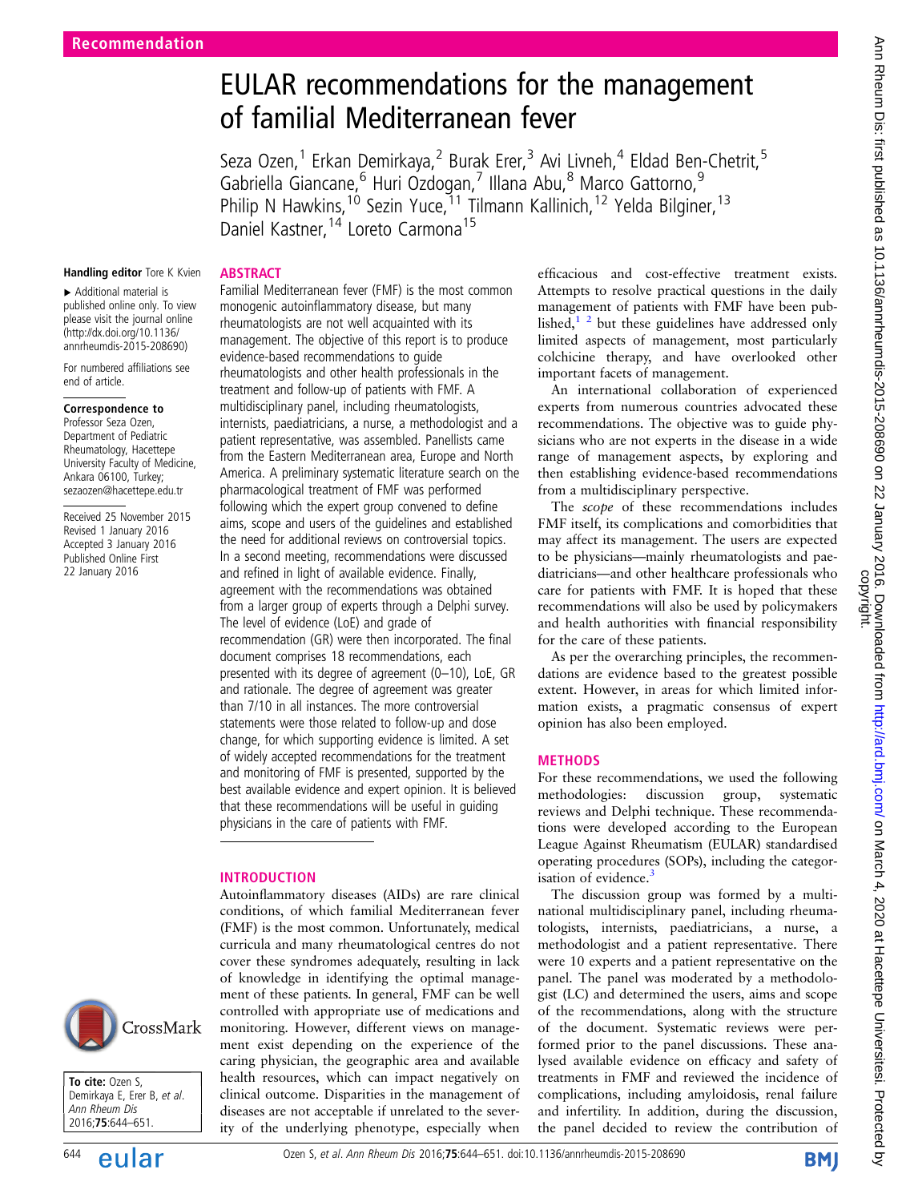Recommendation

# EULAR recommendations for the management of familial Mediterranean fever

Seza Ozen,[1] Erkan Demirkaya,[2] Burak Erer,[3] Avi Livneh,[4] Eldad Ben-Chetrit,[5] Gabriella Giancane,[6] Huri Ozdogan,[7] Illana Abu,[8] Marco Gattorno,[9] Philip N Hawkins,[10] Sezin Yuce,[11] Tilmann Kallinich,[12] Yelda Bilginer,[13] Daniel Kastner,[14] Loreto Carmona[15]

**Handling editor** Tore K Kvien

► Additional material is published online only. To view please visit the journal online (http://dx.doi.org/10.1136/annrheumdis-2015-208690)

For numbered affiliations see end of article.

**Correspondence to**
Professor Seza Ozen, Department of Pediatric Rheumatology, Hacettepe University Faculty of Medicine, Ankara 06100, Turkey; sezaozen@hacettepe.edu.tr

Received 25 November 2015
Revised 1 January 2016
Accepted 3 January 2016
Published Online First 22 January 2016

**To cite:** Ozen S, Demirkaya E, Erer B, et al. Ann Rheum Dis 2016;75:644–651.

## ABSTRACT

Familial Mediterranean fever (FMF) is the most common monogenic autoinflammatory disease, but many rheumatologists are not well acquainted with its management. The objective of this report is to produce evidence-based recommendations to guide rheumatologists and other health professionals in the treatment and follow-up of patients with FMF. A multidisciplinary panel, including rheumatologists, internists, paediatricians, a nurse, a methodologist and a patient representative, was assembled. Panellists came from the Eastern Mediterranean area, Europe and North America. A preliminary systematic literature search on the pharmacological treatment of FMF was performed following which the expert group convened to define aims, scope and users of the guidelines and established the need for additional reviews on controversial topics. In a second meeting, recommendations were discussed and refined in light of available evidence. Finally, agreement with the recommendations was obtained from a larger group of experts through a Delphi survey. The level of evidence (LoE) and grade of recommendation (GR) were then incorporated. The final document comprises 18 recommendations, each presented with its degree of agreement (0–10), LoE, GR and rationale. The degree of agreement was greater than 7/10 in all instances. The more controversial statements were those related to follow-up and dose change, for which supporting evidence is limited. A set of widely accepted recommendations for the treatment and monitoring of FMF is presented, supported by the best available evidence and expert opinion. It is believed that these recommendations will be useful in guiding physicians in the care of patients with FMF.

## INTRODUCTION

Autoinflammatory diseases (AIDs) are rare clinical conditions, of which familial Mediterranean fever (FMF) is the most common. Unfortunately, medical curricula and many rheumatological centres do not cover these syndromes adequately, resulting in lack of knowledge in identifying the optimal management of these patients. In general, FMF can be well controlled with appropriate use of medications and monitoring. However, different views on management exist depending on the experience of the caring physician, the geographic area and available health resources, which can impact negatively on clinical outcome. Disparities in the management of diseases are not acceptable if unrelated to the severity of the underlying phenotype, especially when efficacious and cost-effective treatment exists. Attempts to resolve practical questions in the daily management of patients with FMF have been published,[1 2] but these guidelines have addressed only limited aspects of management, most particularly colchicine therapy, and have overlooked other important facets of management.

An international collaboration of experienced experts from numerous countries advocated these recommendations. The objective was to guide physicians who are not experts in the disease in a wide range of management aspects, by exploring and then establishing evidence-based recommendations from a multidisciplinary perspective.

The *scope* of these recommendations includes FMF itself, its complications and comorbidities that may affect its management. The users are expected to be physicians—mainly rheumatologists and paediatricians—and other healthcare professionals who care for patients with FMF. It is hoped that these recommendations will also be used by policymakers and health authorities with financial responsibility for the care of these patients.

As per the overarching principles, the recommendations are evidence based to the greatest possible extent. However, in areas for which limited information exists, a pragmatic consensus of expert opinion has also been employed.

## METHODS

For these recommendations, we used the following methodologies: discussion group, systematic reviews and Delphi technique. These recommendations were developed according to the European League Against Rheumatism (EULAR) standardised operating procedures (SOPs), including the categorisation of evidence.[3]

The discussion group was formed by a multinational multidisciplinary panel, including rheumatologists, internists, paediatricians, a nurse, a methodologist and a patient representative. There were 10 experts and a patient representative on the panel. The panel was moderated by a methodologist (LC) and determined the users, aims and scope of the recommendations, along with the structure of the document. Systematic reviews were performed prior to the panel discussions. These analysed available evidence on efficacy and safety of treatments in FMF and reviewed the incidence of complications, including amyloidosis, renal failure and infertility. In addition, during the discussion, the panel decided to review the contribution of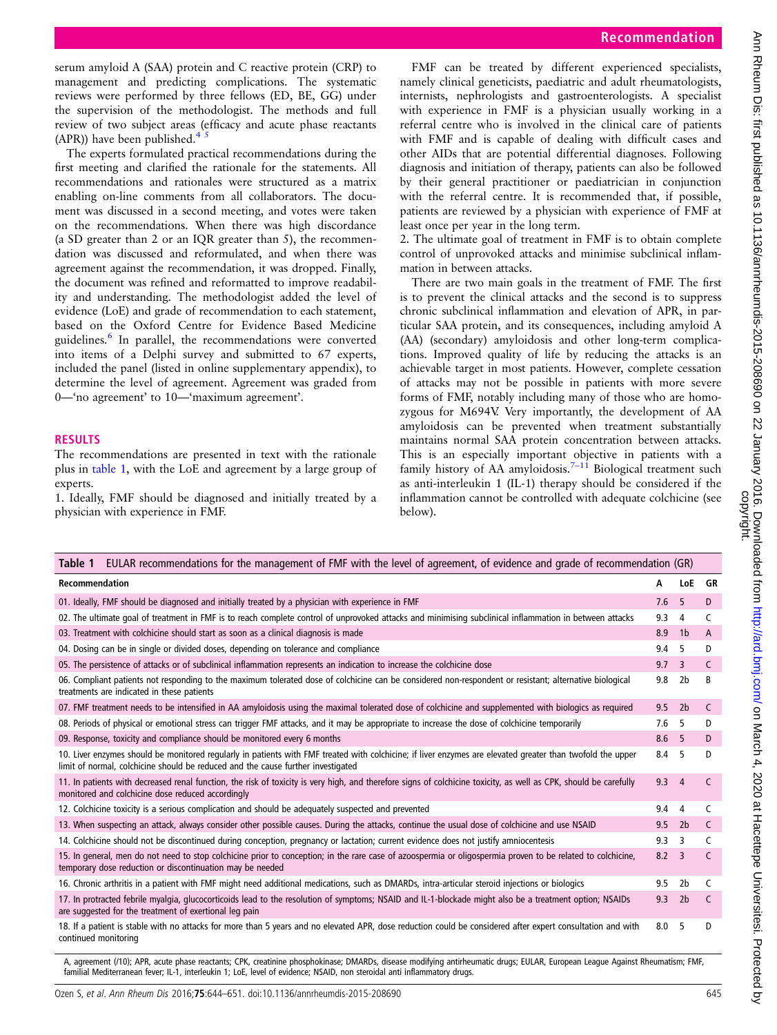serum amyloid A (SAA) protein and C reactive protein (CRP) to management and predicting complications. The systematic reviews were performed by three fellows (ED, BE, GG) under the supervision of the methodologist. The methods and full review of two subject areas (efficacy and acute phase reactants (APR)) have been published.[4 5]

The experts formulated practical recommendations during the first meeting and clarified the rationale for the statements. All recommendations and rationales were structured as a matrix enabling on-line comments from all collaborators. The document was discussed in a second meeting, and votes were taken on the recommendations. When there was high discordance (a SD greater than 2 or an IQR greater than 5), the recommendation was discussed and reformulated, and when there was agreement against the recommendation, it was dropped. Finally, the document was refined and reformatted to improve readability and understanding. The methodologist added the level of evidence (LoE) and grade of recommendation to each statement, based on the Oxford Centre for Evidence Based Medicine guidelines.[6] In parallel, the recommendations were converted into items of a Delphi survey and submitted to 67 experts, included the panel (listed in online supplementary appendix), to determine the level of agreement. Agreement was graded from 0—'no agreement' to 10—'maximum agreement'.

## RESULTS

The recommendations are presented in text with the rationale plus in table 1, with the LoE and agreement by a large group of experts.

1. Ideally, FMF should be diagnosed and initially treated by a physician with experience in FMF.

FMF can be treated by different experienced specialists, namely clinical geneticists, paediatric and adult rheumatologists, internists, nephrologists and gastroenterologists. A specialist with experience in FMF is a physician usually working in a referral centre who is involved in the clinical care of patients with FMF and is capable of dealing with difficult cases and other AIDs that are potential differential diagnoses. Following diagnosis and initiation of therapy, patients can also be followed by their general practitioner or paediatrician in conjunction with the referral centre. It is recommended that, if possible, patients are reviewed by a physician with experience of FMF at least once per year in the long term.

2. The ultimate goal of treatment in FMF is to obtain complete control of unprovoked attacks and minimise subclinical inflammation in between attacks.

There are two main goals in the treatment of FMF. The first is to prevent the clinical attacks and the second is to suppress chronic subclinical inflammation and elevation of APR, in particular SAA protein, and its consequences, including amyloid A (AA) (secondary) amyloidosis and other long-term complications. Improved quality of life by reducing the attacks is an achievable target in most patients. However, complete cessation of attacks may not be possible in patients with more severe forms of FMF, notably including many of those who are homozygous for M694V. Very importantly, the development of AA amyloidosis can be prevented when treatment substantially maintains normal SAA protein concentration between attacks. This is an especially important objective in patients with a family history of AA amyloidosis.[7–11] Biological treatment such as anti-interleukin 1 (IL-1) therapy should be considered if the inflammation cannot be controlled with adequate colchicine (see below).

**Table 1** EULAR recommendations for the management of FMF with the level of agreement, of evidence and grade of recommendation (GR)

| Recommendation | A | LoE | GR |
|---|---|---|---|
| 01. Ideally, FMF should be diagnosed and initially treated by a physician with experience in FMF | 7.6 | 5 | D |
| 02. The ultimate goal of treatment in FMF is to reach complete control of unprovoked attacks and minimising subclinical inflammation in between attacks | 9.3 | 4 | C |
| 03. Treatment with colchicine should start as soon as a clinical diagnosis is made | 8.9 | 1b | A |
| 04. Dosing can be in single or divided doses, depending on tolerance and compliance | 9.4 | 5 | D |
| 05. The persistence of attacks or of subclinical inflammation represents an indication to increase the colchicine dose | 9.7 | 3 | C |
| 06. Compliant patients not responding to the maximum tolerated dose of colchicine can be considered non-respondent or resistant; alternative biological treatments are indicated in these patients | 9.8 | 2b | B |
| 07. FMF treatment needs to be intensified in AA amyloidosis using the maximal tolerated dose of colchicine and supplemented with biologics as required | 9.5 | 2b | C |
| 08. Periods of physical or emotional stress can trigger FMF attacks, and it may be appropriate to increase the dose of colchicine temporarily | 7.6 | 5 | D |
| 09. Response, toxicity and compliance should be monitored every 6 months | 8.6 | 5 | D |
| 10. Liver enzymes should be monitored regularly in patients with FMF treated with colchicine; if liver enzymes are elevated greater than twofold the upper limit of normal, colchicine should be reduced and the cause further investigated | 8.4 | 5 | D |
| 11. In patients with decreased renal function, the risk of toxicity is very high, and therefore signs of colchicine toxicity, as well as CPK, should be carefully monitored and colchicine dose reduced accordingly | 9.3 | 4 | C |
| 12. Colchicine toxicity is a serious complication and should be adequately suspected and prevented | 9.4 | 4 | C |
| 13. When suspecting an attack, always consider other possible causes. During the attacks, continue the usual dose of colchicine and use NSAID | 9.5 | 2b | C |
| 14. Colchicine should not be discontinued during conception, pregnancy or lactation; current evidence does not justify amniocentesis | 9.3 | 3 | C |
| 15. In general, men do not need to stop colchicine prior to conception; in the rare case of azoospermia or oligospermia proven to be related to colchicine, temporary dose reduction or discontinuation may be needed | 8.2 | 3 | C |
| 16. Chronic arthritis in a patient with FMF might need additional medications, such as DMARDs, intra-articular steroid injections or biologics | 9.5 | 2b | C |
| 17. In protracted febrile myalgia, glucocorticoids lead to the resolution of symptoms; NSAID and IL-1-blockade might also be a treatment option; NSAIDs are suggested for the treatment of exertional leg pain | 9.3 | 2b | C |
| 18. If a patient is stable with no attacks for more than 5 years and no elevated APR, dose reduction could be considered after expert consultation and with continued monitoring | 8.0 | 5 | D |

A, agreement (/10); APR, acute phase reactants; CPK, creatinine phosphokinase; DMARDs, disease modifying antirheumatic drugs; EULAR, European League Against Rheumatism; FMF, familial Mediterranean fever; IL-1, interleukin 1; LoE, level of evidence; NSAID, non steroidal anti inflammatory drugs.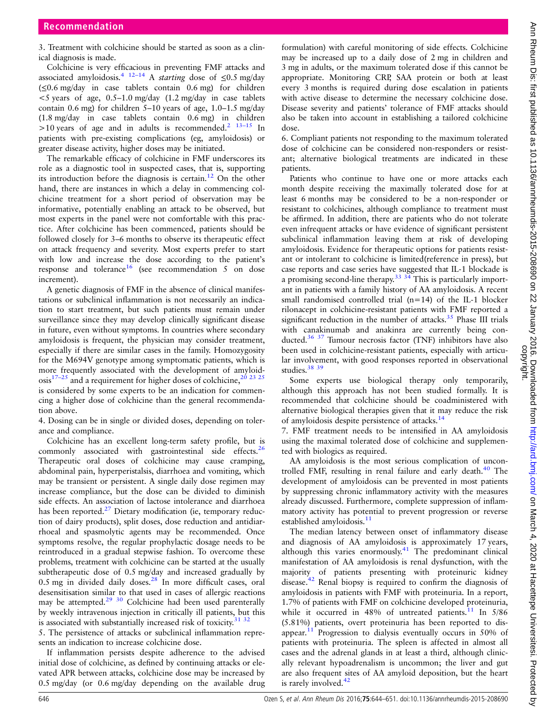3. Treatment with colchicine should be started as soon as a clinical diagnosis is made.

Colchicine is very efficacious in preventing FMF attacks and associated amyloidosis.[4 12–14] A *starting* dose of ≤0.5 mg/day (≤0.6 mg/day in case tablets contain 0.6 mg) for children <5 years of age, 0.5–1.0 mg/day (1.2 mg/day in case tablets contain 0.6 mg) for children 5–10 years of age, 1.0–1.5 mg/day (1.8 mg/day in case tablets contain 0.6 mg) in children >10 years of age and in adults is recommended.[2 13–15] In patients with pre-existing complications (eg, amyloidosis) or greater disease activity, higher doses may be initiated.

The remarkable efficacy of colchicine in FMF underscores its role as a diagnostic tool in suspected cases, that is, supporting its introduction before the diagnosis is certain.[12] On the other hand, there are instances in which a delay in commencing colchicine treatment for a short period of observation may be informative, potentially enabling an attack to be observed, but most experts in the panel were not comfortable with this practice. After colchicine has been commenced, patients should be followed closely for 3–6 months to observe its therapeutic effect on attack frequency and severity. Most experts prefer to start with low and increase the dose according to the patient's response and tolerance[16] (see recommendation 5 on dose increment).

A genetic diagnosis of FMF in the absence of clinical manifestations or subclinical inflammation is not necessarily an indication to start treatment, but such patients must remain under surveillance since they may develop clinically significant disease in future, even without symptoms. In countries where secondary amyloidosis is frequent, the physician may consider treatment, especially if there are similar cases in the family. Homozygosity for the M694V genotype among symptomatic patients, which is more frequently associated with the development of amyloidosis[17–25] and a requirement for higher doses of colchicine,[20 23 25] is considered by some experts to be an indication for commencing a higher dose of colchicine than the general recommendation above.

4. Dosing can be in single or divided doses, depending on tolerance and compliance.

Colchicine has an excellent long-term safety profile, but is commonly associated with gastrointestinal side effects.[26] Therapeutic oral doses of colchicine may cause cramping, abdominal pain, hyperperistalsis, diarrhoea and vomiting, which may be transient or persistent. A single daily dose regimen may increase compliance, but the dose can be divided to diminish side effects. An association of lactose intolerance and diarrhoea has been reported.[27] Dietary modification (ie, temporary reduction of dairy products), split doses, dose reduction and antidiarrhoeal and spasmolytic agents may be recommended. Once symptoms resolve, the regular prophylactic dosage needs to be reintroduced in a gradual stepwise fashion. To overcome these problems, treatment with colchicine can be started at the usually subtherapeutic dose of 0.5 mg/day and increased gradually by 0.5 mg in divided daily doses.[28] In more difficult cases, oral desensitisation similar to that used in cases of allergic reactions may be attempted.[29 30] Colchicine had been used parenterally by weekly intravenous injection in critically ill patients, but this is associated with substantially increased risk of toxicity.[31 32]

5. The persistence of attacks or subclinical inflammation represents an indication to increase colchicine dose.

If inflammation persists despite adherence to the advised initial dose of colchicine, as defined by continuing attacks or elevated APR between attacks, colchicine dose may be increased by 0.5 mg/day (or 0.6 mg/day depending on the available drug formulation) with careful monitoring of side effects. Colchicine may be increased up to a daily dose of 2 mg in children and 3 mg in adults, or the maximum tolerated dose if this cannot be appropriate. Monitoring CRP, SAA protein or both at least every 3 months is required during dose escalation in patients with active disease to determine the necessary colchicine dose. Disease severity and patients' tolerance of FMF attacks should also be taken into account in establishing a tailored colchicine dose.

6. Compliant patients not responding to the maximum tolerated dose of colchicine can be considered non-responders or resistant; alternative biological treatments are indicated in these patients.

Patients who continue to have one or more attacks each month despite receiving the maximally tolerated dose for at least 6 months may be considered to be a non-responder or resistant to colchicines, although compliance to treatment must be affirmed. In addition, there are patients who do not tolerate even infrequent attacks or have evidence of significant persistent subclinical inflammation leaving them at risk of developing amyloidosis. Evidence for therapeutic options for patients resistant or intolerant to colchicine is limited(reference in press), but case reports and case series have suggested that IL-1 blockade is a promising second-line therapy.[33 34] This is particularly important in patients with a family history of AA amyloidosis. A recent small randomised controlled trial (n=14) of the IL-1 blocker rilonacept in colchicine-resistant patients with FMF reported a significant reduction in the number of attacks.[35] Phase III trials with canakinumab and anakinra are currently being conducted.[36 37] Tumour necrosis factor (TNF) inhibitors have also been used in colchicine-resistant patients, especially with articular involvement, with good responses reported in observational studies.[38 39]

Some experts use biological therapy only temporarily, although this approach has not been studied formally. It is recommended that colchicine should be coadministered with alternative biological therapies given that it may reduce the risk of amyloidosis despite persistence of attacks.[14]

7. FMF treatment needs to be intensified in AA amyloidosis using the maximal tolerated dose of colchicine and supplemented with biologics as required.

AA amyloidosis is the most serious complication of uncontrolled FMF, resulting in renal failure and early death.[40] The development of amyloidosis can be prevented in most patients by suppressing chronic inflammatory activity with the measures already discussed. Furthermore, complete suppression of inflammatory activity has potential to prevent progression or reverse established amyloidosis.[11]

The median latency between onset of inflammatory disease and diagnosis of AA amyloidosis is approximately 17 years, although this varies enormously.[41] The predominant clinical manifestation of AA amyloidosis is renal dysfunction, with the majority of patients presenting with proteinuric kidney disease.[42] Renal biopsy is required to confirm the diagnosis of amyloidosis in patients with FMF with proteinuria. In a report, 1.7% of patients with FMF on colchicine developed proteinuria, while it occurred in 48% of untreated patients.[11] In 5/86 (5.81%) patients, overt proteinuria has been reported to disappear.[11] Progression to dialysis eventually occurs in 50% of patients with proteinuria. The spleen is affected in almost all cases and the adrenal glands in at least a third, although clinically relevant hypoadrenalism is uncommon; the liver and gut are also frequent sites of AA amyloid deposition, but the heart is rarely involved.[42]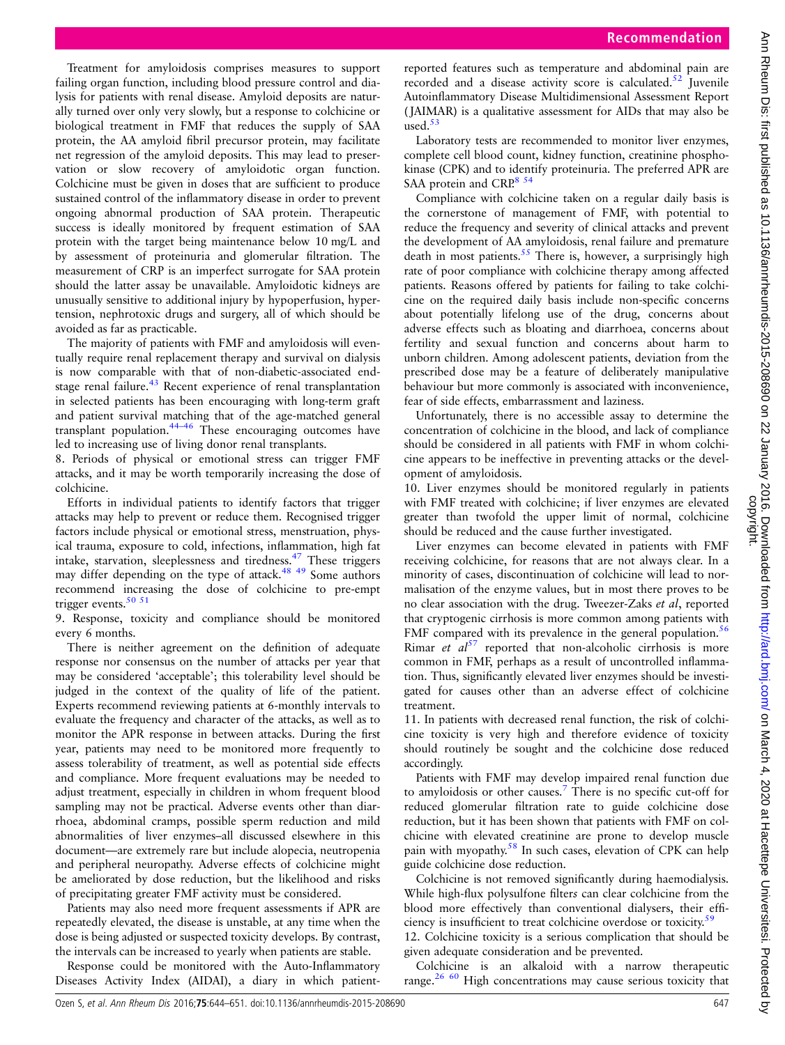Treatment for amyloidosis comprises measures to support failing organ function, including blood pressure control and dialysis for patients with renal disease. Amyloid deposits are naturally turned over only very slowly, but a response to colchicine or biological treatment in FMF that reduces the supply of SAA protein, the AA amyloid fibril precursor protein, may facilitate net regression of the amyloid deposits. This may lead to preservation or slow recovery of amyloidotic organ function. Colchicine must be given in doses that are sufficient to produce sustained control of the inflammatory disease in order to prevent ongoing abnormal production of SAA protein. Therapeutic success is ideally monitored by frequent estimation of SAA protein with the target being maintenance below 10 mg/L and by assessment of proteinuria and glomerular filtration. The measurement of CRP is an imperfect surrogate for SAA protein should the latter assay be unavailable. Amyloidotic kidneys are unusually sensitive to additional injury by hypoperfusion, hypertension, nephrotoxic drugs and surgery, all of which should be avoided as far as practicable.

The majority of patients with FMF and amyloidosis will eventually require renal replacement therapy and survival on dialysis is now comparable with that of non-diabetic-associated end-stage renal failure.[43] Recent experience of renal transplantation in selected patients has been encouraging with long-term graft and patient survival matching that of the age-matched general transplant population.[44–46] These encouraging outcomes have led to increasing use of living donor renal transplants.

8. Periods of physical or emotional stress can trigger FMF attacks, and it may be worth temporarily increasing the dose of colchicine.

Efforts in individual patients to identify factors that trigger attacks may help to prevent or reduce them. Recognised trigger factors include physical or emotional stress, menstruation, physical trauma, exposure to cold, infections, inflammation, high fat intake, starvation, sleeplessness and tiredness.[47] These triggers may differ depending on the type of attack.[48 49] Some authors recommend increasing the dose of colchicine to pre-empt trigger events.[50 51]

9. Response, toxicity and compliance should be monitored every 6 months.

There is neither agreement on the definition of adequate response nor consensus on the number of attacks per year that may be considered 'acceptable'; this tolerability level should be judged in the context of the quality of life of the patient. Experts recommend reviewing patients at 6-monthly intervals to evaluate the frequency and character of the attacks, as well as to monitor the APR response in between attacks. During the first year, patients may need to be monitored more frequently to assess tolerability of treatment, as well as potential side effects and compliance. More frequent evaluations may be needed to adjust treatment, especially in children in whom frequent blood sampling may not be practical. Adverse events other than diarrhoea, abdominal cramps, possible sperm reduction and mild abnormalities of liver enzymes–all discussed elsewhere in this document—are extremely rare but include alopecia, neutropenia and peripheral neuropathy. Adverse effects of colchicine might be ameliorated by dose reduction, but the likelihood and risks of precipitating greater FMF activity must be considered.

Patients may also need more frequent assessments if APR are repeatedly elevated, the disease is unstable, at any time when the dose is being adjusted or suspected toxicity develops. By contrast, the intervals can be increased to yearly when patients are stable.

Response could be monitored with the Auto-Inflammatory Diseases Activity Index (AIDAI), a diary in which patient-reported features such as temperature and abdominal pain are recorded and a disease activity score is calculated.[52] Juvenile Autoinflammatory Disease Multidimensional Assessment Report (JAIMAR) is a qualitative assessment for AIDs that may also be used.[53]

Laboratory tests are recommended to monitor liver enzymes, complete cell blood count, kidney function, creatinine phosphokinase (CPK) and to identify proteinuria. The preferred APR are SAA protein and CRP.[8 54]

Compliance with colchicine taken on a regular daily basis is the cornerstone of management of FMF, with potential to reduce the frequency and severity of clinical attacks and prevent the development of AA amyloidosis, renal failure and premature death in most patients.[55] There is, however, a surprisingly high rate of poor compliance with colchicine therapy among affected patients. Reasons offered by patients for failing to take colchicine on the required daily basis include non-specific concerns about potentially lifelong use of the drug, concerns about adverse effects such as bloating and diarrhoea, concerns about fertility and sexual function and concerns about harm to unborn children. Among adolescent patients, deviation from the prescribed dose may be a feature of deliberately manipulative behaviour but more commonly is associated with inconvenience, fear of side effects, embarrassment and laziness.

Unfortunately, there is no accessible assay to determine the concentration of colchicine in the blood, and lack of compliance should be considered in all patients with FMF in whom colchicine appears to be ineffective in preventing attacks or the development of amyloidosis.

10. Liver enzymes should be monitored regularly in patients with FMF treated with colchicine; if liver enzymes are elevated greater than twofold the upper limit of normal, colchicine should be reduced and the cause further investigated.

Liver enzymes can become elevated in patients with FMF receiving colchicine, for reasons that are not always clear. In a minority of cases, discontinuation of colchicine will lead to normalisation of the enzyme values, but in most there proves to be no clear association with the drug. Tweezer-Zaks *et al*, reported that cryptogenic cirrhosis is more common among patients with FMF compared with its prevalence in the general population.[56] Rimar *et al*[57] reported that non-alcoholic cirrhosis is more common in FMF, perhaps as a result of uncontrolled inflammation. Thus, significantly elevated liver enzymes should be investigated for causes other than an adverse effect of colchicine treatment.

11. In patients with decreased renal function, the risk of colchicine toxicity is very high and therefore evidence of toxicity should routinely be sought and the colchicine dose reduced accordingly.

Patients with FMF may develop impaired renal function due to amyloidosis or other causes.[7] There is no specific cut-off for reduced glomerular filtration rate to guide colchicine dose reduction, but it has been shown that patients with FMF on colchicine with elevated creatinine are prone to develop muscle pain with myopathy.[58] In such cases, elevation of CPK can help guide colchicine dose reduction.

Colchicine is not removed significantly during haemodialysis. While high-flux polysulfone filters can clear colchicine from the blood more effectively than conventional dialysers, their efficiency is insufficient to treat colchicine overdose or toxicity.[59]

12. Colchicine toxicity is a serious complication that should be given adequate consideration and be prevented.

Colchicine is an alkaloid with a narrow therapeutic range.[26 60] High concentrations may cause serious toxicity that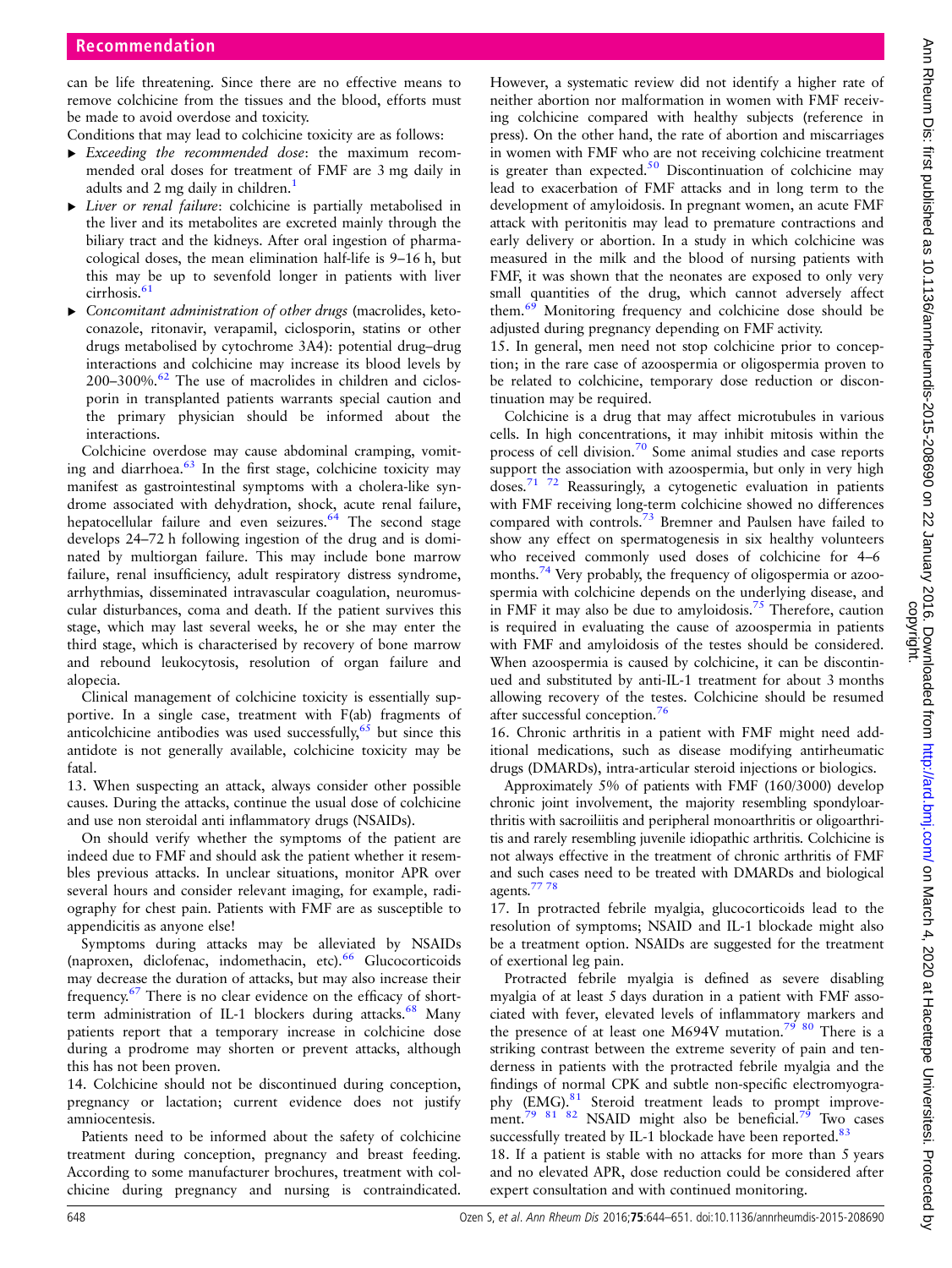can be life threatening. Since there are no effective means to remove colchicine from the tissues and the blood, efforts must be made to avoid overdose and toxicity.

Conditions that may lead to colchicine toxicity are as follows:

- *Exceeding the recommended dose*: the maximum recommended oral doses for treatment of FMF are 3 mg daily in adults and 2 mg daily in children.[1]
- *Liver or renal failure*: colchicine is partially metabolised in the liver and its metabolites are excreted mainly through the biliary tract and the kidneys. After oral ingestion of pharmacological doses, the mean elimination half-life is 9–16 h, but this may be up to sevenfold longer in patients with liver cirrhosis.[61]
- *Concomitant administration of other drugs* (macrolides, ketoconazole, ritonavir, verapamil, ciclosporin, statins or other drugs metabolised by cytochrome 3A4): potential drug–drug interactions and colchicine may increase its blood levels by 200–300%.[62] The use of macrolides in children and ciclosporin in transplanted patients warrants special caution and the primary physician should be informed about the interactions.

Colchicine overdose may cause abdominal cramping, vomiting and diarrhoea.[63] In the first stage, colchicine toxicity may manifest as gastrointestinal symptoms with a cholera-like syndrome associated with dehydration, shock, acute renal failure, hepatocellular failure and even seizures.[64] The second stage develops 24–72 h following ingestion of the drug and is dominated by multiorgan failure. This may include bone marrow failure, renal insufficiency, adult respiratory distress syndrome, arrhythmias, disseminated intravascular coagulation, neuromuscular disturbances, coma and death. If the patient survives this stage, which may last several weeks, he or she may enter the third stage, which is characterised by recovery of bone marrow and rebound leukocytosis, resolution of organ failure and alopecia.

Clinical management of colchicine toxicity is essentially supportive. In a single case, treatment with F(ab) fragments of anticolchicine antibodies was used successfully,[65] but since this antidote is not generally available, colchicine toxicity may be fatal.

13. When suspecting an attack, always consider other possible causes. During the attacks, continue the usual dose of colchicine and use non steroidal anti inflammatory drugs (NSAIDs).

On should verify whether the symptoms of the patient are indeed due to FMF and should ask the patient whether it resembles previous attacks. In unclear situations, monitor APR over several hours and consider relevant imaging, for example, radiography for chest pain. Patients with FMF are as susceptible to appendicitis as anyone else!

Symptoms during attacks may be alleviated by NSAIDs (naproxen, diclofenac, indomethacin, etc).[66] Glucocorticoids may decrease the duration of attacks, but may also increase their frequency.[67] There is no clear evidence on the efficacy of short-term administration of IL-1 blockers during attacks.[68] Many patients report that a temporary increase in colchicine dose during a prodrome may shorten or prevent attacks, although this has not been proven.

14. Colchicine should not be discontinued during conception, pregnancy or lactation; current evidence does not justify amniocentesis.

Patients need to be informed about the safety of colchicine treatment during conception, pregnancy and breast feeding. According to some manufacturer brochures, treatment with colchicine during pregnancy and nursing is contraindicated. However, a systematic review did not identify a higher rate of neither abortion nor malformation in women with FMF receiving colchicine compared with healthy subjects (reference in press). On the other hand, the rate of abortion and miscarriages in women with FMF who are not receiving colchicine treatment is greater than expected.[50] Discontinuation of colchicine may lead to exacerbation of FMF attacks and in long term to the development of amyloidosis. In pregnant women, an acute FMF attack with peritonitis may lead to premature contractions and early delivery or abortion. In a study in which colchicine was measured in the milk and the blood of nursing patients with FMF, it was shown that the neonates are exposed to only very small quantities of the drug, which cannot adversely affect them.[69] Monitoring frequency and colchicine dose should be adjusted during pregnancy depending on FMF activity.

15. In general, men need not stop colchicine prior to conception; in the rare case of azoospermia or oligospermia proven to be related to colchicine, temporary dose reduction or discontinuation may be required.

Colchicine is a drug that may affect microtubules in various cells. In high concentrations, it may inhibit mitosis within the process of cell division.[70] Some animal studies and case reports support the association with azoospermia, but only in very high doses.[71,72] Reassuringly, a cytogenetic evaluation in patients with FMF receiving long-term colchicine showed no differences compared with controls.[73] Bremner and Paulsen have failed to show any effect on spermatogenesis in six healthy volunteers who received commonly used doses of colchicine for 4–6 months.[74] Very probably, the frequency of oligospermia or azoospermia with colchicine depends on the underlying disease, and in FMF it may also be due to amyloidosis.[75] Therefore, caution is required in evaluating the cause of azoospermia in patients with FMF and amyloidosis of the testes should be considered. When azoospermia is caused by colchicine, it can be discontinued and substituted by anti-IL-1 treatment for about 3 months allowing recovery of the testes. Colchicine should be resumed after successful conception.[76]

16. Chronic arthritis in a patient with FMF might need additional medications, such as disease modifying antirheumatic drugs (DMARDs), intra-articular steroid injections or biologics.

Approximately 5% of patients with FMF (160/3000) develop chronic joint involvement, the majority resembling spondyloarthritis with sacroiliitis and peripheral monoarthritis or oligoarthritis and rarely resembling juvenile idiopathic arthritis. Colchicine is not always effective in the treatment of chronic arthritis of FMF and such cases need to be treated with DMARDs and biological agents.[77,78]

17. In protracted febrile myalgia, glucocorticoids lead to the resolution of symptoms; NSAID and IL-1 blockade might also be a treatment option. NSAIDs are suggested for the treatment of exertional leg pain.

Protracted febrile myalgia is defined as severe disabling myalgia of at least 5 days duration in a patient with FMF associated with fever, elevated levels of inflammatory markers and the presence of at least one M694V mutation.[79,80] There is a striking contrast between the extreme severity of pain and tenderness in patients with the protracted febrile myalgia and the findings of normal CPK and subtle non-specific electromyography (EMG).[81] Steroid treatment leads to prompt improvement.[79,81,82] NSAID might also be beneficial.[79] Two cases successfully treated by IL-1 blockade have been reported.[83]

18. If a patient is stable with no attacks for more than 5 years and no elevated APR, dose reduction could be considered after expert consultation and with continued monitoring.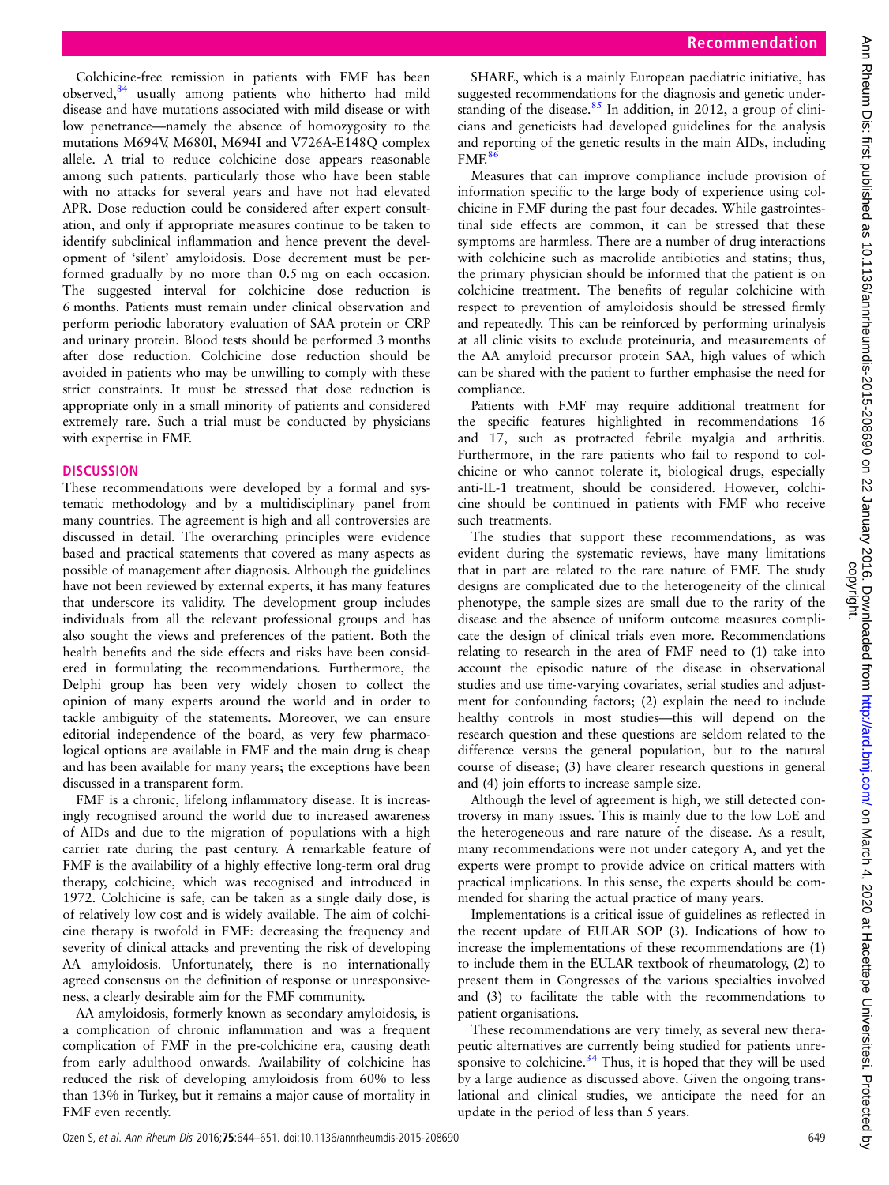Colchicine-free remission in patients with FMF has been observed,[84] usually among patients who hitherto had mild disease and have mutations associated with mild disease or with low penetrance—namely the absence of homozygosity to the mutations M694V, M680I, M694I and V726A-E148Q complex allele. A trial to reduce colchicine dose appears reasonable among such patients, particularly those who have been stable with no attacks for several years and have not had elevated APR. Dose reduction could be considered after expert consultation, and only if appropriate measures continue to be taken to identify subclinical inflammation and hence prevent the development of 'silent' amyloidosis. Dose decrement must be performed gradually by no more than 0.5 mg on each occasion. The suggested interval for colchicine dose reduction is 6 months. Patients must remain under clinical observation and perform periodic laboratory evaluation of SAA protein or CRP and urinary protein. Blood tests should be performed 3 months after dose reduction. Colchicine dose reduction should be avoided in patients who may be unwilling to comply with these strict constraints. It must be stressed that dose reduction is appropriate only in a small minority of patients and considered extremely rare. Such a trial must be conducted by physicians with expertise in FMF.

## DISCUSSION

These recommendations were developed by a formal and systematic methodology and by a multidisciplinary panel from many countries. The agreement is high and all controversies are discussed in detail. The overarching principles were evidence based and practical statements that covered as many aspects as possible of management after diagnosis. Although the guidelines have not been reviewed by external experts, it has many features that underscore its validity. The development group includes individuals from all the relevant professional groups and has also sought the views and preferences of the patient. Both the health benefits and the side effects and risks have been considered in formulating the recommendations. Furthermore, the Delphi group has been very widely chosen to collect the opinion of many experts around the world and in order to tackle ambiguity of the statements. Moreover, we can ensure editorial independence of the board, as very few pharmacological options are available in FMF and the main drug is cheap and has been available for many years; the exceptions have been discussed in a transparent form.

FMF is a chronic, lifelong inflammatory disease. It is increasingly recognised around the world due to increased awareness of AIDs and due to the migration of populations with a high carrier rate during the past century. A remarkable feature of FMF is the availability of a highly effective long-term oral drug therapy, colchicine, which was recognised and introduced in 1972. Colchicine is safe, can be taken as a single daily dose, is of relatively low cost and is widely available. The aim of colchicine therapy is twofold in FMF: decreasing the frequency and severity of clinical attacks and preventing the risk of developing AA amyloidosis. Unfortunately, there is no internationally agreed consensus on the definition of response or unresponsiveness, a clearly desirable aim for the FMF community.

AA amyloidosis, formerly known as secondary amyloidosis, is a complication of chronic inflammation and was a frequent complication of FMF in the pre-colchicine era, causing death from early adulthood onwards. Availability of colchicine has reduced the risk of developing amyloidosis from 60% to less than 13% in Turkey, but it remains a major cause of mortality in FMF even recently.

SHARE, which is a mainly European paediatric initiative, has suggested recommendations for the diagnosis and genetic understanding of the disease.[85] In addition, in 2012, a group of clinicians and geneticists had developed guidelines for the analysis and reporting of the genetic results in the main AIDs, including FMF.[86]

Measures that can improve compliance include provision of information specific to the large body of experience using colchicine in FMF during the past four decades. While gastrointestinal side effects are common, it can be stressed that these symptoms are harmless. There are a number of drug interactions with colchicine such as macrolide antibiotics and statins; thus, the primary physician should be informed that the patient is on colchicine treatment. The benefits of regular colchicine with respect to prevention of amyloidosis should be stressed firmly and repeatedly. This can be reinforced by performing urinalysis at all clinic visits to exclude proteinuria, and measurements of the AA amyloid precursor protein SAA, high values of which can be shared with the patient to further emphasise the need for compliance.

Patients with FMF may require additional treatment for the specific features highlighted in recommendations 16 and 17, such as protracted febrile myalgia and arthritis. Furthermore, in the rare patients who fail to respond to colchicine or who cannot tolerate it, biological drugs, especially anti-IL-1 treatment, should be considered. However, colchicine should be continued in patients with FMF who receive such treatments.

The studies that support these recommendations, as was evident during the systematic reviews, have many limitations that in part are related to the rare nature of FMF. The study designs are complicated due to the heterogeneity of the clinical phenotype, the sample sizes are small due to the rarity of the disease and the absence of uniform outcome measures complicate the design of clinical trials even more. Recommendations relating to research in the area of FMF need to (1) take into account the episodic nature of the disease in observational studies and use time-varying covariates, serial studies and adjustment for confounding factors; (2) explain the need to include healthy controls in most studies—this will depend on the research question and these questions are seldom related to the difference versus the general population, but to the natural course of disease; (3) have clearer research questions in general and (4) join efforts to increase sample size.

Although the level of agreement is high, we still detected controversy in many issues. This is mainly due to the low LoE and the heterogeneous and rare nature of the disease. As a result, many recommendations were not under category A, and yet the experts were prompt to provide advice on critical matters with practical implications. In this sense, the experts should be commended for sharing the actual practice of many years.

Implementations is a critical issue of guidelines as reflected in the recent update of EULAR SOP (3). Indications of how to increase the implementations of these recommendations are (1) to include them in the EULAR textbook of rheumatology, (2) to present them in Congresses of the various specialties involved and (3) to facilitate the table with the recommendations to patient organisations.

These recommendations are very timely, as several new therapeutic alternatives are currently being studied for patients unresponsive to colchicine.[34] Thus, it is hoped that they will be used by a large audience as discussed above. Given the ongoing translational and clinical studies, we anticipate the need for an update in the period of less than 5 years.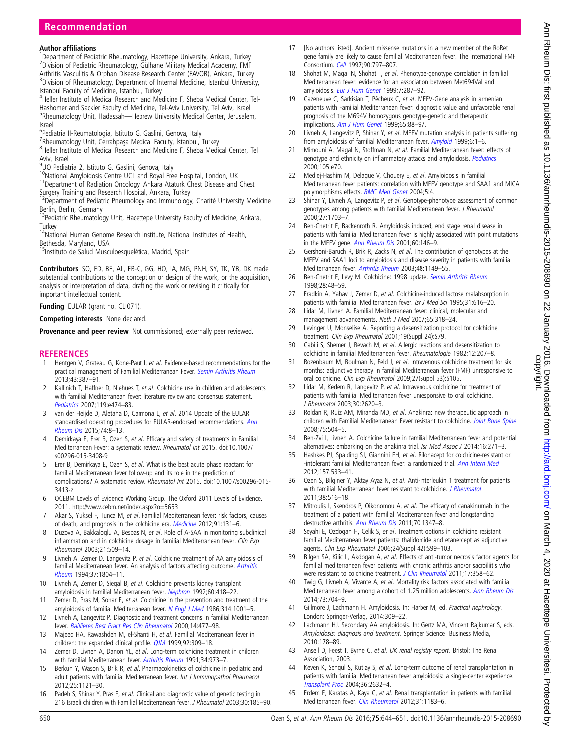### Author affiliations

[1]Department of Pediatric Rheumatology, Hacettepe University, Ankara, Turkey
[2]Division of Pediatric Rheumatology, Gülhane Military Medical Academy, FMF Arthritis Vasculitis & Orphan Disease Research Center (FAVOR), Ankara, Turkey
[3]Division of Rheumatology, Department of Internal Medicine, Istanbul University, Istanbul Faculty of Medicine, Istanbul, Turkey
[4]Heller Institute of Medical Research and Medicine F, Sheba Medical Center, Tel-Hashomer and Sackler Faculty of Medicine, Tel-Aviv University, Tel Aviv, Israel
[5]Rheumatology Unit, Hadassah—Hebrew University Medical Center, Jerusalem, Israel
[6]Pediatria II-Reumatologia, Istituto G. Gaslini, Genova, Italy
[7]Rheumatology Unit, Cerrahpaşa Medical Faculty, İstanbul, Turkey
[8]Heller Institute of Medical Research and Medicine F, Sheba Medical Center, Tel Aviv, Israel
[9]UO Pediatria 2, Istituto G. Gaslini, Genova, Italy
[10]National Amyloidosis Centre UCL and Royal Free Hospital, London, UK
[11]Department of Radiation Oncology, Ankara Ataturk Chest Disease and Chest Surgery Training and Research Hospital, Ankara, Turkey
[12]Department of Pediatric Pneumology and Immunology, Charité University Medicine Berlin, Berlin, Germany
[13]Pediatric Rheumatology Unit, Hacettepe University Faculty of Medicine, Ankara, Turkey
[14]National Human Genome Research Institute, National Institutes of Health, Bethesda, Maryland, USA
[15]Instituto de Salud Musculoesquelética, Madrid, Spain

**Contributors** SO, ED, BE, AL, EB-C, GG, HO, IA, MG, PNH, SY, TK, YB, DK made substantial contributions to the conception or design of the work, or the acquisition, analysis or interpretation of data, drafting the work or revising it critically for important intellectual content.

**Funding** EULAR (grant no. CLI071).

**Competing interests** None declared.

**Provenance and peer review** Not commissioned; externally peer reviewed.

## REFERENCES

1. Hentgen V, Grateau G, Kone-Paut I, *et al*. Evidence-based recommendations for the practical management of Familial Mediterranean Fever. *Semin Arthritis Rheum* 2013;43:387–91.
2. Kallinich T, Haffner D, Niehues T, *et al*. Colchicine use in children and adolescents with familial Mediterranean fever: literature review and consensus statement. *Pediatrics* 2007;119:e474–83.
3. van der Heijde D, Aletaha D, Carmona L, *et al*. 2014 Update of the EULAR standardised operating procedures for EULAR-endorsed recommendations. *Ann Rheum Dis* 2015;74:8–13.
4. Demirkaya E, Erer B, Ozen S, *et al*. Efficacy and safety of treatments in Familial Mediterranean Fever: a systematic review. *Rheumatol Int* 2015. doi:10.1007/s00296-015-3408-9
5. Erer B, Demirkaya E, Ozen S, *et al*. What is the best acute phase reactant for familial Mediterranean fever follow-up and its role in the prediction of complications? A systematic review. *Rheumatol Int* 2015. doi:10.1007/s00296-015-3413-z
6. OCEBM Levels of Evidence Working Group. The Oxford 2011 Levels of Evidence. 2011. http://www.cebm.net/index.aspx?o=5653
7. Akar S, Yuksel F, Tunca M, *et al*. Familial Mediterranean fever: risk factors, causes of death, and prognosis in the colchicine era. *Medicine* 2012;91:131–6.
8. Duzova A, Bakkaloglu A, Besbas N, *et al*. Role of A-SAA in monitoring subclinical inflammation and in colchicine dosage in familial Mediterranean fever. *Clin Exp Rheumatol* 2003;21:509–14.
9. Livneh A, Zemer D, Langevitz P, *et al*. Colchicine treatment of AA amyloidosis of familial Mediterranean fever. An analysis of factors affecting outcome. *Arthritis Rheum* 1994;37:1804–11.
10. Livneh A, Zemer D, Siegal B, *et al*. Colchicine prevents kidney transplant amyloidosis in familial Mediterranean fever. *Nephron* 1992;60:418–22.
11. Zemer D, Pras M, Sohar E, *et al*. Colchicine in the prevention and treatment of the amyloidosis of familial Mediterranean fever. *N Engl J Med* 1986;314:1001–5.
12. Livneh A, Langevitz P. Diagnostic and treatment concerns in familial Mediterranean fever. *Baillieres Best Pract Res Clin Rheumatol* 2000;14:477–98.
13. Majeed HA, Rawashdeh M, el-Shanti H, *et al*. Familial Mediterranean fever in children: the expanded clinical profile. *QJM* 1999;92:309–18.
14. Zemer D, Livneh A, Danon YL, *et al*. Long-term colchicine treatment in children with familial Mediterranean fever. *Arthritis Rheum* 1991;34:973–7.
15. Berkun Y, Wason S, Brik R, *et al*. Pharmacokinetics of colchicine in pediatric and adult patients with familial Mediterranean fever. *Int J Immunopathol Pharmacol* 2012;25:1121–30.
16. Padeh S, Shinar Y, Pras E, *et al*. Clinical and diagnostic value of genetic testing in 216 Israeli children with Familial Mediterranean fever. *J Rheumatol* 2003;30:185–90.
17. [No authors listed]. Ancient missense mutations in a new member of the RoRet gene family are likely to cause familial Mediterranean fever. The International FMF Consortium. *Cell* 1997;90:797–807.
18. Shohat M, Magal N, Shohat T, *et al*. Phenotype-genotype correlation in familial Mediterranean fever: evidence for an association between Met694Val and amyloidosis. *Eur J Hum Genet* 1999;7:287–92.
19. Cazeneuve C, Sarkisian T, Pêcheux C, *et al*. MEFV-Gene analysis in armenian patients with Familial Mediterranean fever: diagnostic value and unfavorable renal prognosis of the M694V homozygous genotype-genetic and therapeutic implications. *Am J Hum Genet* 1999;65:88–97.
20. Livneh A, Langevitz P, Shinar Y, *et al*. MEFV mutation analysis in patients suffering from amyloidosis of familial Mediterranean fever. *Amyloid* 1999;6:1–6.
21. Mimouni A, Magal N, Stoffman N, *et al*. Familial Mediterranean fever: effects of genotype and ethnicity on inflammatory attacks and amyloidosis. *Pediatrics* 2000;105:e70.
22. Medlej-Hashim M, Delague V, Chouery E, *et al*. Amyloidosis in familial Mediterranean fever patients: correlation with MEFV genotype and SAA1 and MICA polymorphisms effects. *BMC Med Genet* 2004;5:4.
23. Shinar Y, Livneh A, Langevitz P, *et al*. Genotype-phenotype assessment of common genotypes among patients with familial Mediterranean fever. *J Rheumatol* 2000;27:1703–7.
24. Ben-Chetrit E, Backenroth R. Amyloidosis induced, end stage renal disease in patients with familial Mediterranean fever is highly associated with point mutations in the MEFV gene. *Ann Rheum Dis* 2001;60:146–9.
25. Gershoni-Baruch R, Brik R, Zacks N, *et al*. The contribution of genotypes at the MEFV and SAA1 loci to amyloidosis and disease severity in patients with familial Mediterranean fever. *Arthritis Rheum* 2003;48:1149–55.
26. Ben-Chetrit E, Levy M. Colchicine: 1998 update. *Semin Arthritis Rheum* 1998;28:48–59.
27. Fradkin A, Yahav J, Zemer D, *et al*. Colchicine-induced lactose malabsorption in patients with familial Mediterranean fever. *Isr J Med Sci* 1995;31:616–20.
28. Lidar M, Livneh A. Familial Mediterranean fever: clinical, molecular and management advancements. *Neth J Med* 2007;65:318–24.
29. Levinger U, Monselise A. Reporting a desensitization protocol for colchicine treatment. *Clin Exp Rheumatol* 2001;19(Suppl 24):S79.
30. Cabili S, Shemer J, Revach M, *et al*. Allergic reactions and desensitization to colchicine in familial Mediterranean fever. *Rheumatologie* 1982;12:207–8.
31. Rozenbaum M, Boulman N, Feld J, *et al*. Intravenous colchicine treatment for six months: adjunctive therapy in familial Mediterranean fever (FMF) unresponsive to oral colchicine. *Clin Exp Rheumatol* 2009;27(Suppl 53):S105.
32. Lidar M, Kedem R, Langevitz P, *et al*. Intravenous colchicine for treatment of patients with familial Mediterranean fever unresponsive to oral colchicine. *J Rheumatol* 2003;30:2620–3.
33. Roldan R, Ruiz AM, Miranda MD, *et al*. Anakinra: new therapeutic approach in children with Familial Mediterranean Fever resistant to colchicine. *Joint Bone Spine* 2008;75:504–5.
34. Ben-Zvi I, Livneh A. Colchicine failure in familial Mediterranean fever and potential alternatives: embarking on the anakinra trial. *Isr Med Assoc J* 2014;16:271–3.
35. Hashkes PJ, Spalding SJ, Giannini EH, *et al*. Rilonacept for colchicine-resistant or -intolerant familial Mediterranean fever: a randomized trial. *Ann Intern Med* 2012;157:533–41.
36. Ozen S, Bilginer Y, Aktay Ayaz N, *et al*. Anti-interleukin 1 treatment for patients with familial Mediterranean fever resistant to colchicine. *J Rheumatol* 2011;38:516–18.
37. Mitroulis I, Skendros P, Oikonomou A, *et al*. The efficacy of canakinumab in the treatment of a patient with familial Mediterranean fever and longstanding destructive arthritis. *Ann Rheum Dis* 2011;70:1347–8.
38. Seyahi E, Ozdogan H, Celik S, *et al*. Treatment options in colchicine resistant familial Mediterranean fever patients: thalidomide and etanercept as adjunctive agents. *Clin Exp Rheumatol* 2006;24(Suppl 42):S99–103.
39. Bilgen SA, Kilic L, Akdogan A, *et al*. Effects of anti-tumor necrosis factor agents for familial mediterranean fever patients with chronic arthritis and/or sacroiliitis who were resistant to colchicine treatment. *J Clin Rheumatol* 2011;17:358–62.
40. Twig G, Livneh A, Vivante A, *et al*. Mortality risk factors associated with familial Mediterranean fever among a cohort of 1.25 million adolescents. *Ann Rheum Dis* 2014;73:704–9.
41. Gillmore J, Lachmann H. Amyloidosis. In: Harber M, ed. *Practical nephrology*. London: Springer-Verlag, 2014:309–22.
42. Lachmann HJ. Secondary AA amyloidosis. In: Gertz MA, Vincent Rajkumar S, eds. *Amyloidosis: diagnosis and treatment*. Springer Science+Business Media, 2010:178–89.
43. Ansell D, Feest T, Byrne C, *et al*. *UK renal registry report*. Bristol: The Renal Association, 2003.
44. Keven K, Sengul S, Kutlay S, *et al*. Long-term outcome of renal transplantation in patients with familial Mediterranean fever amyloidosis: a single-center experience. *Transplant Proc* 2004;36:2632–4.
45. Erdem E, Karatas A, Kaya C, *et al*. Renal transplantation in patients with familial Mediterranean fever. *Clin Rheumatol* 2012;31:1183–6.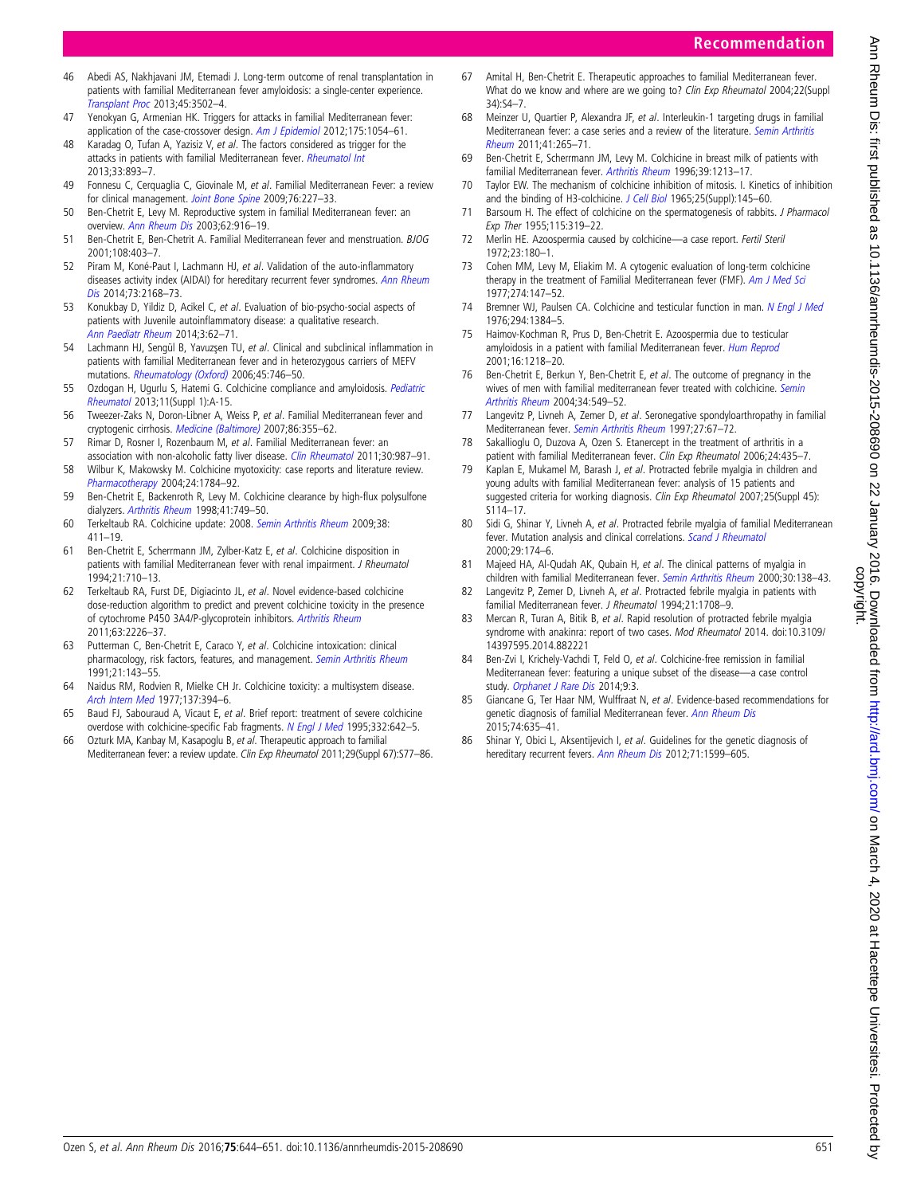46 Abedi AS, Nakhjavani JM, Etemadi J. Long-term outcome of renal transplantation in patients with familial Mediterranean fever amyloidosis: a single-center experience. *Transplant Proc* 2013;45:3502–4.

47 Yenokyan G, Armenian HK. Triggers for attacks in familial Mediterranean fever: application of the case-crossover design. *Am J Epidemiol* 2012;175:1054–61.

48 Karadag O, Tufan A, Yazisiz V, *et al*. The factors considered as trigger for the attacks in patients with familial Mediterranean fever. *Rheumatol Int* 2013;33:893–7.

49 Fonnesu C, Cerquaglia C, Giovinale M, *et al*. Familial Mediterranean Fever: a review for clinical management. *Joint Bone Spine* 2009;76:227–33.

50 Ben-Chetrit E, Levy M. Reproductive system in familial Mediterranean fever: an overview. *Ann Rheum Dis* 2003;62:916–19.

51 Ben-Chetrit E, Ben-Chetrit A. Familial Mediterranean fever and menstruation. *BJOG* 2001;108:403–7.

52 Piram M, Koné-Paut I, Lachmann HJ, *et al*. Validation of the auto-inflammatory diseases activity index (AIDAI) for hereditary recurrent fever syndromes. *Ann Rheum Dis* 2014;73:2168–73.

53 Konukbay D, Yildiz D, Acikel C, *et al*. Evaluation of bio-psycho-social aspects of patients with Juvenile autoinflammatory disease: a qualitative research. *Ann Paediatr Rheum* 2014;3:62–71.

54 Lachmann HJ, Sengül B, Yavuzşen TU, *et al*. Clinical and subclinical inflammation in patients with familial Mediterranean fever and in heterozygous carriers of MEFV mutations. *Rheumatology (Oxford)* 2006;45:746–50.

55 Ozdogan H, Ugurlu S, Hatemi G. Colchicine compliance and amyloidosis. *Pediatric Rheumatol* 2013;11(Suppl 1):A-15.

56 Tweezer-Zaks N, Doron-Libner A, Weiss P, *et al*. Familial Mediterranean fever and cryptogenic cirrhosis. *Medicine (Baltimore)* 2007;86:355–62.

57 Rimar D, Rosner I, Rozenbaum M, *et al*. Familial Mediterranean fever: an association with non-alcoholic fatty liver disease. *Clin Rheumatol* 2011;30:987–91.

58 Wilbur K, Makowsky M. Colchicine myotoxicity: case reports and literature review. *Pharmacotherapy* 2004;24:1784–92.

59 Ben-Chetrit E, Backenroth R, Levy M. Colchicine clearance by high-flux polysulfone dialyzers. *Arthritis Rheum* 1998;41:749–50.

60 Terkeltaub RA. Colchicine update: 2008. *Semin Arthritis Rheum* 2009;38:411–19.

61 Ben-Chetrit E, Scherrmann JM, Zylber-Katz E, *et al*. Colchicine disposition in patients with familial Mediterranean fever with renal impairment. *J Rheumatol* 1994;21:710–13.

62 Terkeltaub RA, Furst DE, Digiacinto JL, *et al*. Novel evidence-based colchicine dose-reduction algorithm to predict and prevent colchicine toxicity in the presence of cytochrome P450 3A4/P-glycoprotein inhibitors. *Arthritis Rheum* 2011;63:2226–37.

63 Putterman C, Ben-Chetrit E, Caraco Y, *et al*. Colchicine intoxication: clinical pharmacology, risk factors, features, and management. *Semin Arthritis Rheum* 1991;21:143–55.

64 Naidus RM, Rodvien R, Mielke CH Jr. Colchicine toxicity: a multisystem disease. *Arch Intern Med* 1977;137:394–6.

65 Baud FJ, Sabouraud A, Vicaut E, *et al*. Brief report: treatment of severe colchicine overdose with colchicine-specific Fab fragments. *N Engl J Med* 1995;332:642–5.

66 Ozturk MA, Kanbay M, Kasapoglu B, *et al*. Therapeutic approach to familial Mediterranean fever: a review update. *Clin Exp Rheumatol* 2011;29(Suppl 67):S77–86.

67 Amital H, Ben-Chetrit E. Therapeutic approaches to familial Mediterranean fever. What do we know and where are we going to? *Clin Exp Rheumatol* 2004;22(Suppl 34):S4–7.

68 Meinzer U, Quartier P, Alexandra JF, *et al*. Interleukin-1 targeting drugs in familial Mediterranean fever: a case series and a review of the literature. *Semin Arthritis Rheum* 2011;41:265–71.

69 Ben-Chetrit E, Scherrmann JM, Levy M. Colchicine in breast milk of patients with familial Mediterranean fever. *Arthritis Rheum* 1996;39:1213–17.

70 Taylor EW. The mechanism of colchicine inhibition of mitosis. I. Kinetics of inhibition and the binding of H3-colchicine. *J Cell Biol* 1965;25(Suppl):145–60.

71 Barsoum H. The effect of colchicine on the spermatogenesis of rabbits. *J Pharmacol Exp Ther* 1955;115:319–22.

72 Merlin HE. Azoospermia caused by colchicine—a case report. *Fertil Steril* 1972;23:180–1.

73 Cohen MM, Levy M, Eliakim M. A cytogenic evaluation of long-term colchicine therapy in the treatment of Familial Mediterranean fever (FMF). *Am J Med Sci* 1977;274:147–52.

74 Bremner WJ, Paulsen CA. Colchicine and testicular function in man. *N Engl J Med* 1976;294:1384–5.

75 Haimov-Kochman R, Prus D, Ben-Chetrit E. Azoospermia due to testicular amyloidosis in a patient with familial Mediterranean fever. *Hum Reprod* 2001;16:1218–20.

76 Ben-Chetrit E, Berkun Y, Ben-Chetrit E, *et al*. The outcome of pregnancy in the wives of men with familial mediterranean fever treated with colchicine. *Semin Arthritis Rheum* 2004;34:549–52.

77 Langevitz P, Livneh A, Zemer D, *et al*. Seronegative spondyloarthropathy in familial Mediterranean fever. *Semin Arthritis Rheum* 1997;27:67–72.

78 Sakallioglu O, Duzova A, Ozen S. Etanercept in the treatment of arthritis in a patient with familial Mediterranean fever. *Clin Exp Rheumatol* 2006;24:435–7.

79 Kaplan E, Mukamel M, Barash J, *et al*. Protracted febrile myalgia in children and young adults with familial Mediterranean fever: analysis of 15 patients and suggested criteria for working diagnosis. *Clin Exp Rheumatol* 2007;25(Suppl 45):S114–17.

80 Sidi G, Shinar Y, Livneh A, *et al*. Protracted febrile myalgia of familial Mediterranean fever. Mutation analysis and clinical correlations. *Scand J Rheumatol* 2000;29:174–6.

81 Majeed HA, Al-Qudah AK, Qubain H, *et al*. The clinical patterns of myalgia in children with familial Mediterranean fever. *Semin Arthritis Rheum* 2000;30:138–43.

82 Langevitz P, Zemer D, Livneh A, *et al*. Protracted febrile myalgia in patients with familial Mediterranean fever. *J Rheumatol* 1994;21:1708–9.

83 Mercan R, Turan A, Bitik B, *et al*. Rapid resolution of protracted febrile myalgia syndrome with anakinra: report of two cases. *Mod Rheumatol* 2014. doi:10.3109/14397595.2014.882221

84 Ben-Zvi I, Krichely-Vachdi T, Feld O, *et al*. Colchicine-free remission in familial Mediterranean fever: featuring a unique subset of the disease—a case control study. *Orphanet J Rare Dis* 2014;9:3.

85 Giancane G, Ter Haar NM, Wulffraat N, *et al*. Evidence-based recommendations for genetic diagnosis of familial Mediterranean fever. *Ann Rheum Dis* 2015;74:635–41.

86 Shinar Y, Obici L, Aksentijevich I, *et al*. Guidelines for the genetic diagnosis of hereditary recurrent fevers. *Ann Rheum Dis* 2012;71:1599–605.